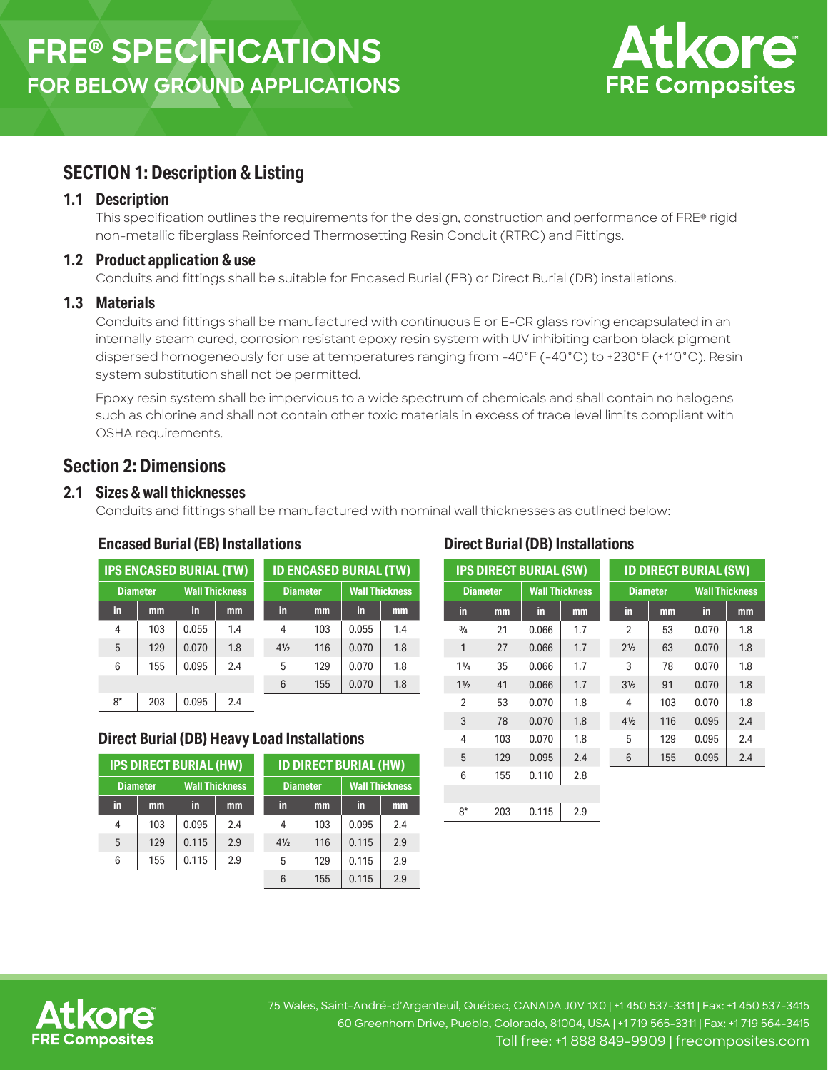# FRE® SPECIFICATIONS
## FOR BELOW GROUND APPLICATIONS

Atkore FRE Composites

## SECTION 1: Description & Listing

### 1.1 Description

This specification outlines the requirements for the design, construction and performance of FRE® rigid non-metallic fiberglass Reinforced Thermosetting Resin Conduit (RTRC) and Fittings.

### 1.2 Product application & use

Conduits and fittings shall be suitable for Encased Burial (EB) or Direct Burial (DB) installations.

### 1.3 Materials

Conduits and fittings shall be manufactured with continuous E or E-CR glass roving encapsulated in an internally steam cured, corrosion resistant epoxy resin system with UV inhibiting carbon black pigment dispersed homogeneously for use at temperatures ranging from -40°F (-40°C) to +230°F (+110°C). Resin system substitution shall not be permitted.

Epoxy resin system shall be impervious to a wide spectrum of chemicals and shall contain no halogens such as chlorine and shall not contain other toxic materials in excess of trace level limits compliant with OSHA requirements.

## Section 2: Dimensions

### 2.1 Sizes & wall thicknesses

Conduits and fittings shall be manufactured with nominal wall thicknesses as outlined below:

#### Encased Burial (EB) Installations

| IPS ENCASED BURIAL (TW) | | | |
|---|---|---|---|
| Diameter | | Wall Thickness | |
| in | mm | in | mm |
| 4 | 103 | 0.055 | 1.4 |
| 5 | 129 | 0.070 | 1.8 |
| 6 | 155 | 0.095 | 2.4 |
| | | | |
| 8* | 203 | 0.095 | 2.4 |

| ID ENCASED BURIAL (TW) | | | |
|---|---|---|---|
| Diameter | | Wall Thickness | |
| in | mm | in | mm |
| 4 | 103 | 0.055 | 1.4 |
| 4½ | 116 | 0.070 | 1.8 |
| 5 | 129 | 0.070 | 1.8 |
| 6 | 155 | 0.070 | 1.8 |

#### Direct Burial (DB) Heavy Load Installations

| IPS DIRECT BURIAL (HW) | | | |
|---|---|---|---|
| Diameter | | Wall Thickness | |
| in | mm | in | mm |
| 4 | 103 | 0.095 | 2.4 |
| 5 | 129 | 0.115 | 2.9 |
| 6 | 155 | 0.115 | 2.9 |

| ID DIRECT BURIAL (HW) | | | |
|---|---|---|---|
| Diameter | | Wall Thickness | |
| in | mm | in | mm |
| 4 | 103 | 0.095 | 2.4 |
| 4½ | 116 | 0.115 | 2.9 |
| 5 | 129 | 0.115 | 2.9 |
| 6 | 155 | 0.115 | 2.9 |

#### Direct Burial (DB) Installations

| IPS DIRECT BURIAL (SW) | | | |
|---|---|---|---|
| Diameter | | Wall Thickness | |
| in | mm | in | mm |
| ¾ | 21 | 0.066 | 1.7 |
| 1 | 27 | 0.066 | 1.7 |
| 1¼ | 35 | 0.066 | 1.7 |
| 1½ | 41 | 0.066 | 1.7 |
| 2 | 53 | 0.070 | 1.8 |
| 3 | 78 | 0.070 | 1.8 |
| 4 | 103 | 0.070 | 1.8 |
| 5 | 129 | 0.095 | 2.4 |
| 6 | 155 | 0.110 | 2.8 |
| | | | |
| 8* | 203 | 0.115 | 2.9 |

| ID DIRECT BURIAL (SW) | | | |
|---|---|---|---|
| Diameter | | Wall Thickness | |
| in | mm | in | mm |
| 2 | 53 | 0.070 | 1.8 |
| 2½ | 63 | 0.070 | 1.8 |
| 3 | 78 | 0.070 | 1.8 |
| 3½ | 91 | 0.070 | 1.8 |
| 4 | 103 | 0.070 | 1.8 |
| 4½ | 116 | 0.095 | 2.4 |
| 5 | 129 | 0.095 | 2.4 |
| 6 | 155 | 0.095 | 2.4 |

Atkore FRE Composites

75 Wales, Saint-André-d'Argenteuil, Québec, CANADA J0V 1X0 | +1 450 537-3311 | Fax: +1 450 537-3415
60 Greenhorn Drive, Pueblo, Colorado, 81004, USA | +1 719 565-3311 | Fax: +1 719 564-3415
Toll free: +1 888 849-9909 | frecomposites.com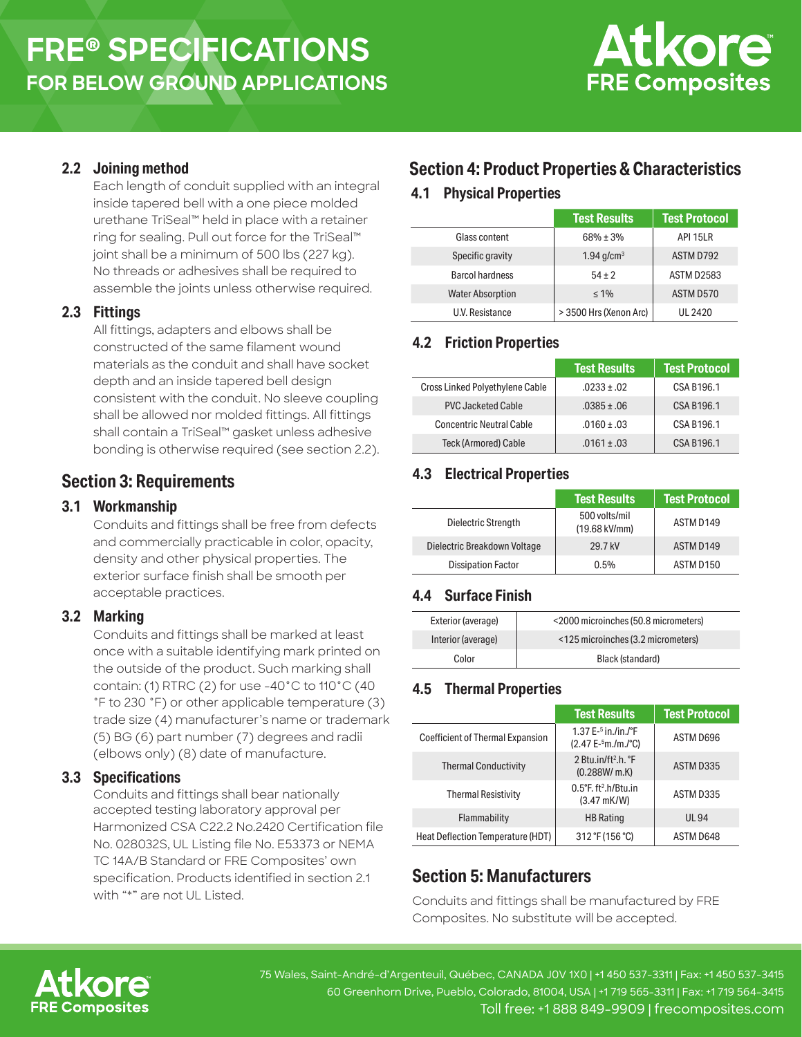# FRE® SPECIFICATIONS
## FOR BELOW GROUND APPLICATIONS

Atkore FRE Composites

### 2.2 Joining method

Each length of conduit supplied with an integral inside tapered bell with a one piece molded urethane TriSeal™ held in place with a retainer ring for sealing. Pull out force for the TriSeal™ joint shall be a minimum of 500 lbs (227 kg). No threads or adhesives shall be required to assemble the joints unless otherwise required.

### 2.3 Fittings

All fittings, adapters and elbows shall be constructed of the same filament wound materials as the conduit and shall have socket depth and an inside tapered bell design consistent with the conduit. No sleeve coupling shall be allowed nor molded fittings. All fittings shall contain a TriSeal™ gasket unless adhesive bonding is otherwise required (see section 2.2).

## Section 3: Requirements

### 3.1 Workmanship

Conduits and fittings shall be free from defects and commercially practicable in color, opacity, density and other physical properties. The exterior surface finish shall be smooth per acceptable practices.

### 3.2 Marking

Conduits and fittings shall be marked at least once with a suitable identifying mark printed on the outside of the product. Such marking shall contain: (1) RTRC (2) for use -40°C to 110°C (40 °F to 230 °F) or other applicable temperature (3) trade size (4) manufacturer's name or trademark (5) BG (6) part number (7) degrees and radii (elbows only) (8) date of manufacture.

### 3.3 Specifications

Conduits and fittings shall bear nationally accepted testing laboratory approval per Harmonized CSA C22.2 No.2420 Certification file No. 028032S, UL Listing file No. E53373 or NEMA TC 14A/B Standard or FRE Composites' own specification. Products identified in section 2.1 with "*" are not UL Listed.

## Section 4: Product Properties & Characteristics

### 4.1 Physical Properties

| | Test Results | Test Protocol |
|---|---|---|
| Glass content | 68% ± 3% | API 15LR |
| Specific gravity | 1.94 g/cm³ | ASTM D792 |
| Barcol hardness | 54 ± 2 | ASTM D2583 |
| Water Absorption | ≤ 1% | ASTM D570 |
| U.V. Resistance | > 3500 Hrs (Xenon Arc) | UL 2420 |

### 4.2 Friction Properties

| | Test Results | Test Protocol |
|---|---|---|
| Cross Linked Polyethylene Cable | .0233 ± .02 | CSA B196.1 |
| PVC Jacketed Cable | .0385 ± .06 | CSA B196.1 |
| Concentric Neutral Cable | .0160 ± .03 | CSA B196.1 |
| Teck (Armored) Cable | .0161 ± .03 | CSA B196.1 |

### 4.3 Electrical Properties

| | Test Results | Test Protocol |
|---|---|---|
| Dielectric Strength | 500 volts/mil (19.68 kV/mm) | ASTM D149 |
| Dielectric Breakdown Voltage | 29.7 kV | ASTM D149 |
| Dissipation Factor | 0.5% | ASTM D150 |

### 4.4 Surface Finish

| | |
|---|---|
| Exterior (average) | <2000 microinches (50.8 micrometers) |
| Interior (average) | <125 microinches (3.2 micrometers) |
| Color | Black (standard) |

### 4.5 Thermal Properties

| | Test Results | Test Protocol |
|---|---|---|
| Coefficient of Thermal Expansion | 1.37 E-5 in./in./°F (2.47 E-5 m./m./°C) | ASTM D696 |
| Thermal Conductivity | 2 Btu.in/ft².h. °F (0.288W/ m.K) | ASTM D335 |
| Thermal Resistivity | 0.5°F. ft².h/Btu.in (3.47 mK/W) | ASTM D335 |
| Flammability | HB Rating | UL 94 |
| Heat Deflection Temperature (HDT) | 312 °F (156 °C) | ASTM D648 |

## Section 5: Manufacturers

Conduits and fittings shall be manufactured by FRE Composites. No substitute will be accepted.

Atkore FRE Composites

75 Wales, Saint-André-d'Argenteuil, Québec, CANADA J0V 1X0 | +1 450 537-3311 | Fax: +1 450 537-3415
60 Greenhorn Drive, Pueblo, Colorado, 81004, USA | +1 719 565-3311 | Fax: +1 719 564-3415
Toll free: +1 888 849-9909 | frecomposites.com